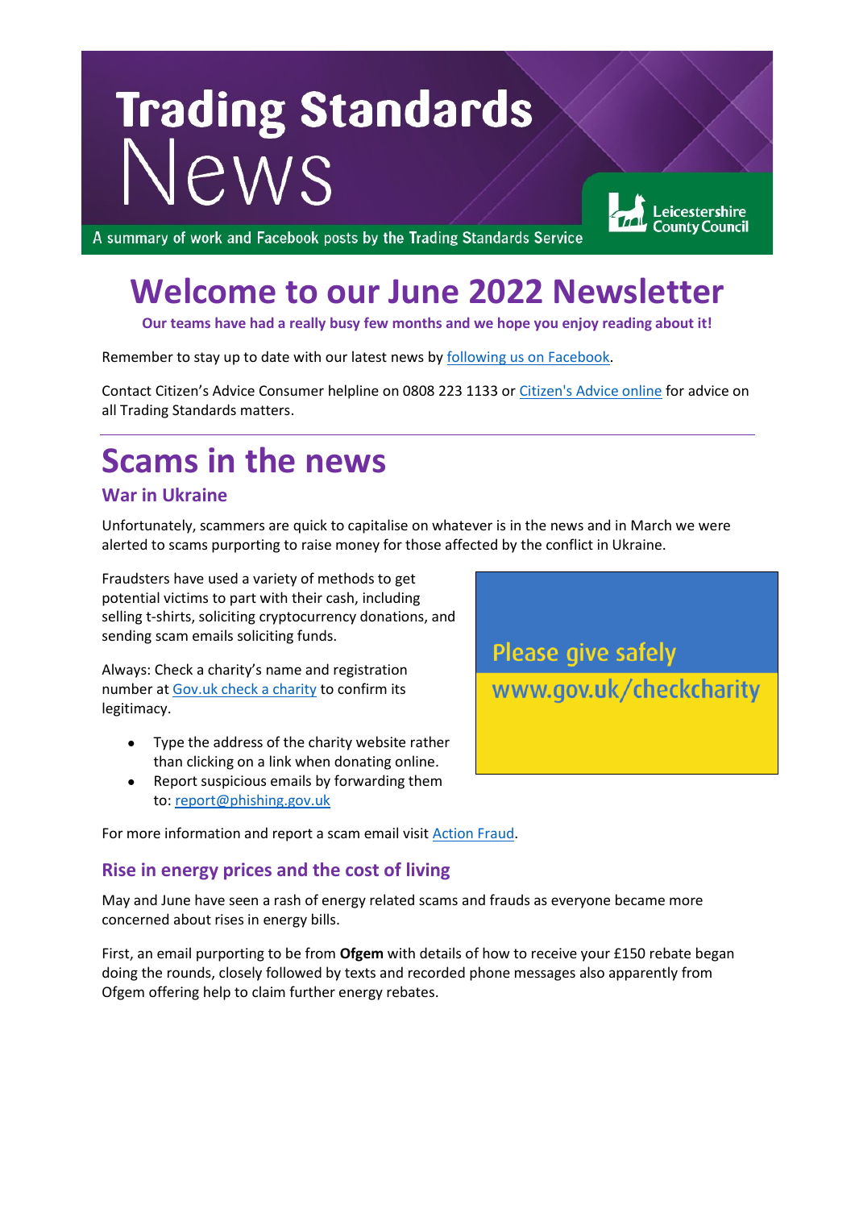# Trading Standards News

A summary of work and Facebook posts by the Trading Standards Service

Leicestershire County Council

# Welcome to our June 2022 Newsletter

**Our teams have had a really busy few months and we hope you enjoy reading about it!**

Remember to stay up to date with our latest news by following us on Facebook.

Contact Citizen's Advice Consumer helpline on 0808 223 1133 or Citizen's Advice online for advice on all Trading Standards matters.

---

# Scams in the news

## War in Ukraine

Unfortunately, scammers are quick to capitalise on whatever is in the news and in March we were alerted to scams purporting to raise money for those affected by the conflict in Ukraine.

Fraudsters have used a variety of methods to get potential victims to part with their cash, including selling t-shirts, soliciting cryptocurrency donations, and sending scam emails soliciting funds.

Always: Check a charity's name and registration number at Gov.uk check a charity to confirm its legitimacy.

- Type the address of the charity website rather than clicking on a link when donating online.
- Report suspicious emails by forwarding them to: report@phishing.gov.uk

Please give safely
www.gov.uk/checkcharity

For more information and report a scam email visit Action Fraud.

## Rise in energy prices and the cost of living

May and June have seen a rash of energy related scams and frauds as everyone became more concerned about rises in energy bills.

First, an email purporting to be from **Ofgem** with details of how to receive your £150 rebate began doing the rounds, closely followed by texts and recorded phone messages also apparently from Ofgem offering help to claim further energy rebates.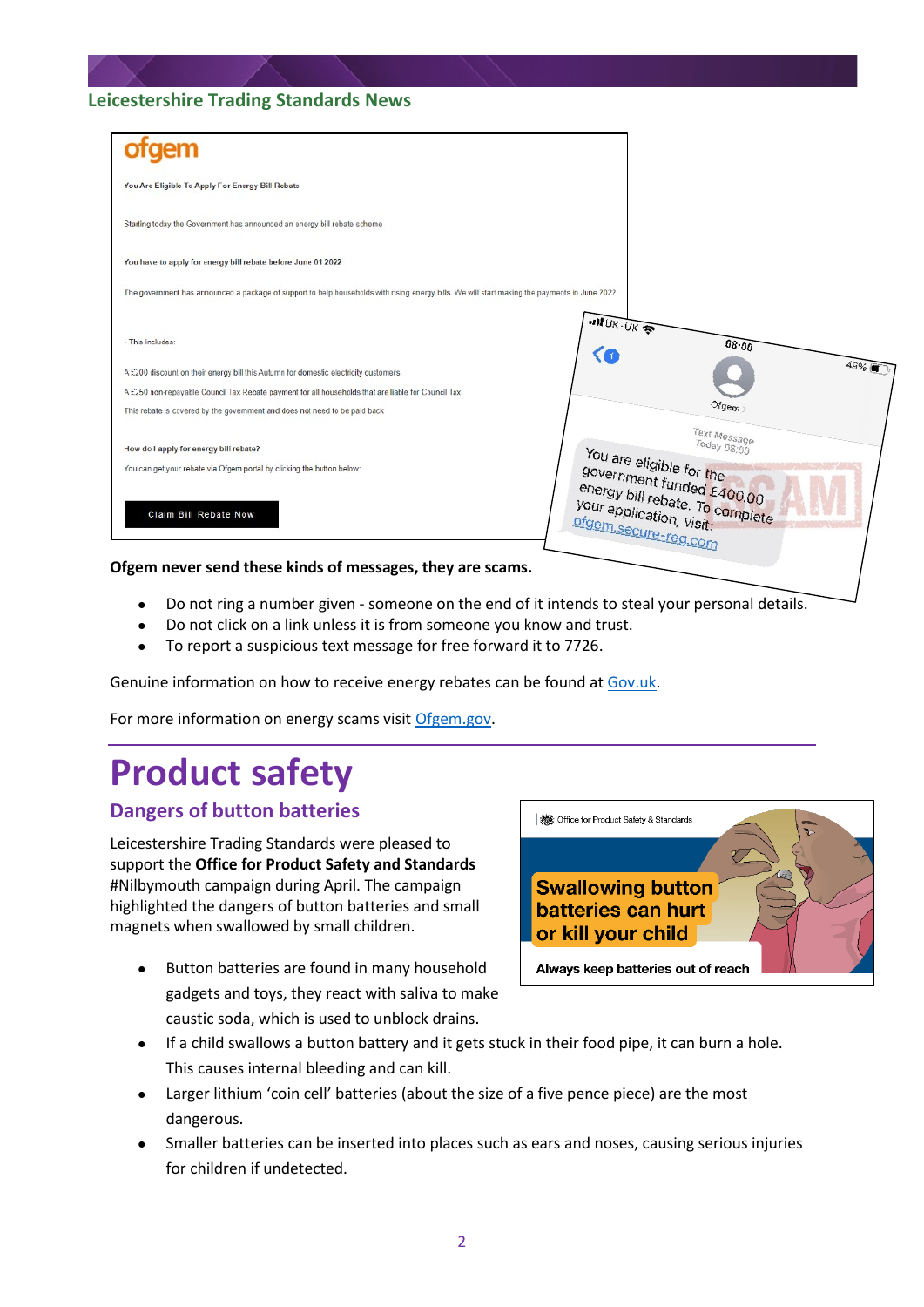Leicestershire Trading Standards News

ofgem

You Are Eligible To Apply For Energy Bill Rebate

Starting today the Government has announced an energy bill rebate scheme

You have to apply for energy bill rebate before June 01 2022

The government has announced a package of support to help households with rising energy bills. We will start making the payments in June 2022.

- This includes:

A £200 discount on their energy bill this Autumn for domestic electricity customers.

A £250 non-repayable Council Tax Rebate payment for all households that are liable for Council Tax

This rebate is covered by the government and does not need to be paid back

How do I apply for energy bill rebate?

You can get your rebate via Ofgem portal by clicking the button below:

Claim Bill Rebate Now

UK - UK 08:00 49%

Ofgem

Text Message Today 08:00

You are eligible for the government funded £400.00 energy bill rebate. To complete your application, visit: ofgem.secure-reg.com

SCAM

**Ofgem never send these kinds of messages, they are scams.**

- Do not ring a number given - someone on the end of it intends to steal your personal details.
- Do not click on a link unless it is from someone you know and trust.
- To report a suspicious text message for free forward it to 7726.

Genuine information on how to receive energy rebates can be found at Gov.uk.

For more information on energy scams visit Ofgem.gov.

# Product safety

## Dangers of button batteries

Leicestershire Trading Standards were pleased to support the **Office for Product Safety and Standards** #Nilbymouth campaign during April. The campaign highlighted the dangers of button batteries and small magnets when swallowed by small children.

Office for Product Safety & Standards

Swallowing button batteries can hurt or kill your child

Always keep batteries out of reach

- Button batteries are found in many household gadgets and toys, they react with saliva to make caustic soda, which is used to unblock drains.
- If a child swallows a button battery and it gets stuck in their food pipe, it can burn a hole. This causes internal bleeding and can kill.
- Larger lithium 'coin cell' batteries (about the size of a five pence piece) are the most dangerous.
- Smaller batteries can be inserted into places such as ears and noses, causing serious injuries for children if undetected.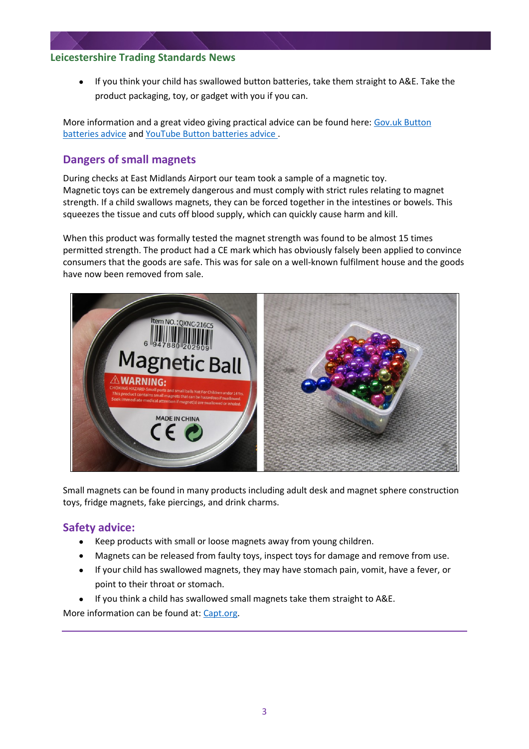- If you think your child has swallowed button batteries, take them straight to A&E. Take the product packaging, toy, or gadget with you if you can.

More information and a great video giving practical advice can be found here: Gov.uk Button batteries advice and YouTube Button batteries advice .

## Dangers of small magnets

During checks at East Midlands Airport our team took a sample of a magnetic toy. Magnetic toys can be extremely dangerous and must comply with strict rules relating to magnet strength. If a child swallows magnets, they can be forced together in the intestines or bowels. This squeezes the tissue and cuts off blood supply, which can quickly cause harm and kill.

When this product was formally tested the magnet strength was found to be almost 15 times permitted strength. The product had a CE mark which has obviously falsely been applied to convince consumers that the goods are safe. This was for sale on a well-known fulfilment house and the goods have now been removed from sale.

Small magnets can be found in many products including adult desk and magnet sphere construction toys, fridge magnets, fake piercings, and drink charms.

## Safety advice:

- Keep products with small or loose magnets away from young children.
- Magnets can be released from faulty toys, inspect toys for damage and remove from use.
- If your child has swallowed magnets, they may have stomach pain, vomit, have a fever, or point to their throat or stomach.
- If you think a child has swallowed small magnets take them straight to A&E.

More information can be found at: Capt.org.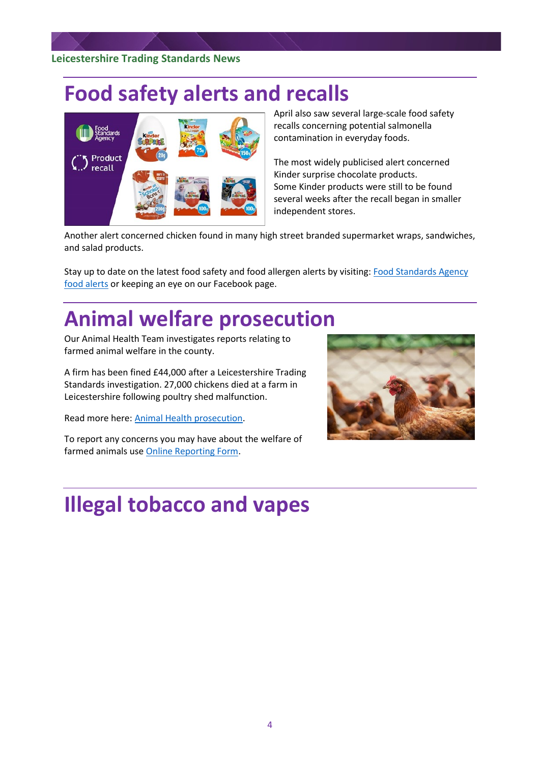# Food safety alerts and recalls

April also saw several large-scale food safety recalls concerning potential salmonella contamination in everyday foods.

The most widely publicised alert concerned Kinder surprise chocolate products.
Some Kinder products were still to be found several weeks after the recall began in smaller independent stores.

Another alert concerned chicken found in many high street branded supermarket wraps, sandwiches, and salad products.

Stay up to date on the latest food safety and food allergen alerts by visiting: Food Standards Agency food alerts or keeping an eye on our Facebook page.

# Animal welfare prosecution

Our Animal Health Team investigates reports relating to farmed animal welfare in the county.

A firm has been fined £44,000 after a Leicestershire Trading Standards investigation. 27,000 chickens died at a farm in Leicestershire following poultry shed malfunction.

Read more here: Animal Health prosecution.

To report any concerns you may have about the welfare of farmed animals use Online Reporting Form.

# Illegal tobacco and vapes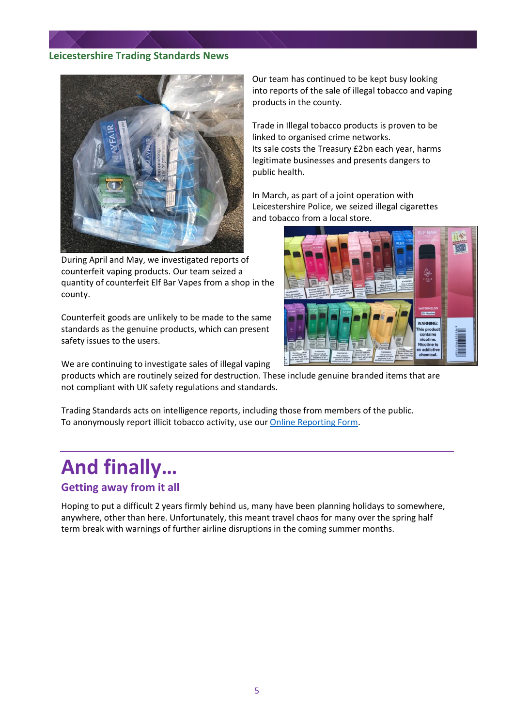## Leicestershire Trading Standards News

Our team has continued to be kept busy looking into reports of the sale of illegal tobacco and vaping products in the county.

Trade in Illegal tobacco products is proven to be linked to organised crime networks.
Its sale costs the Treasury £2bn each year, harms legitimate businesses and presents dangers to public health.

In March, as part of a joint operation with Leicestershire Police, we seized illegal cigarettes and tobacco from a local store.

During April and May, we investigated reports of counterfeit vaping products. Our team seized a quantity of counterfeit Elf Bar Vapes from a shop in the county.

Counterfeit goods are unlikely to be made to the same standards as the genuine products, which can present safety issues to the users.

We are continuing to investigate sales of illegal vaping products which are routinely seized for destruction. These include genuine branded items that are not compliant with UK safety regulations and standards.

Trading Standards acts on intelligence reports, including those from members of the public.
To anonymously report illicit tobacco activity, use our [Online Reporting Form](Online Reporting Form).

# And finally…

### Getting away from it all

Hoping to put a difficult 2 years firmly behind us, many have been planning holidays to somewhere, anywhere, other than here. Unfortunately, this meant travel chaos for many over the spring half term break with warnings of further airline disruptions in the coming summer months.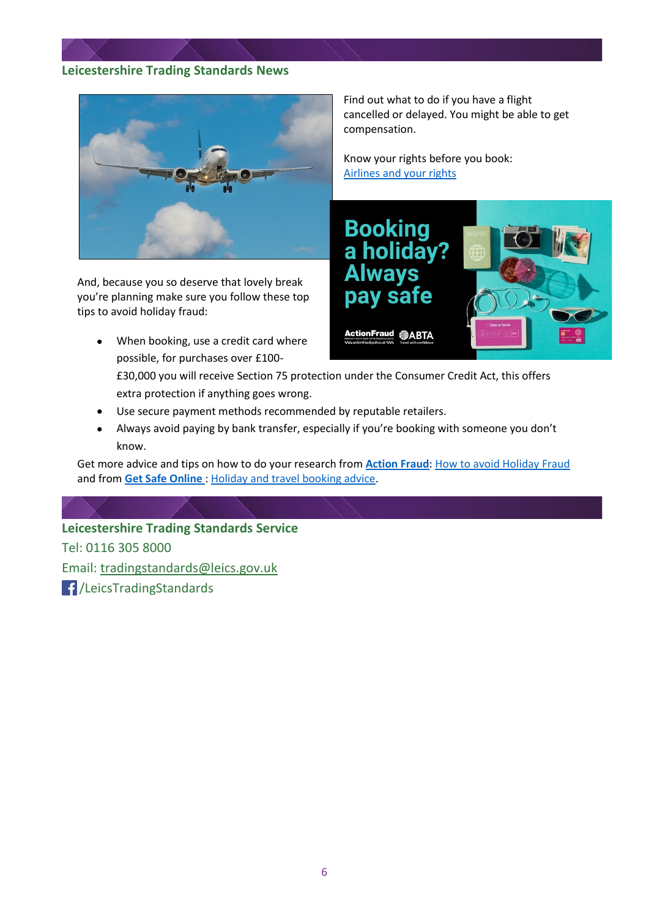## Leicestershire Trading Standards News

Find out what to do if you have a flight cancelled or delayed. You might be able to get compensation.

Know your rights before you book: [Airlines and your rights]

And, because you so deserve that lovely break you're planning make sure you follow these top tips to avoid holiday fraud:

- When booking, use a credit card where possible, for purchases over £100-£30,000 you will receive Section 75 protection under the Consumer Credit Act, this offers extra protection if anything goes wrong.
- Use secure payment methods recommended by reputable retailers.
- Always avoid paying by bank transfer, especially if you're booking with someone you don't know.

Get more advice and tips on how to do your research from **Action Fraud**: How to avoid Holiday Fraud and from **Get Safe Online** : Holiday and travel booking advice.

## Leicestershire Trading Standards Service

Tel: 0116 305 8000

Email: tradingstandards@leics.gov.uk

/LeicsTradingStandards